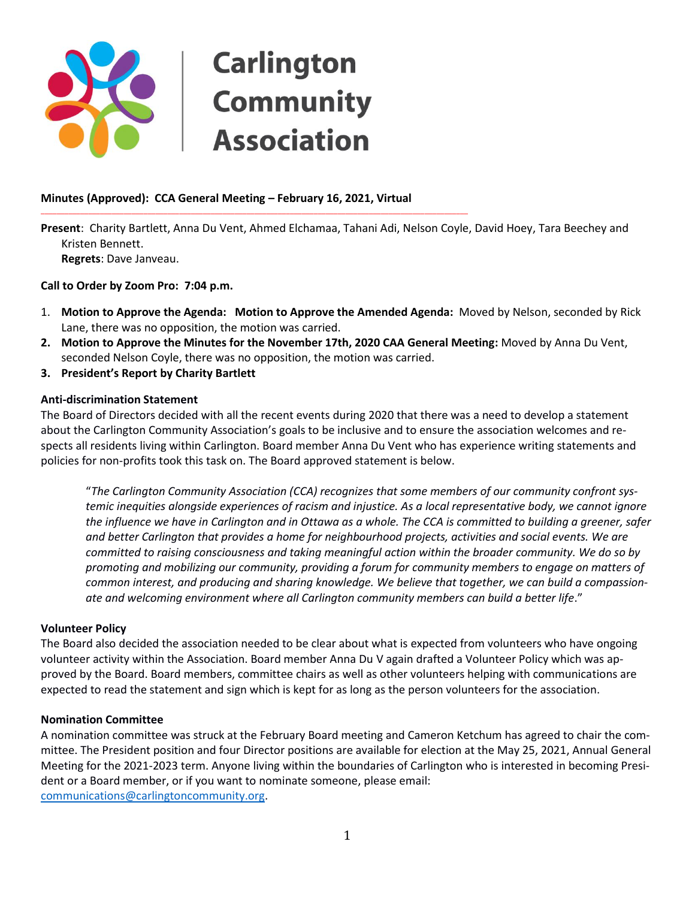# Carlington Community Association

**Minutes (Approved): CCA General Meeting – February 16, 2021, Virtual**

**Present**: Charity Bartlett, Anna Du Vent, Ahmed Elchamaa, Tahani Adi, Nelson Coyle, David Hoey, Tara Beechey and Kristen Bennett.
**Regrets**: Dave Janveau.

**Call to Order by Zoom Pro: 7:04 p.m.**

1. **Motion to Approve the Agenda: Motion to Approve the Amended Agenda:** Moved by Nelson, seconded by Rick Lane, there was no opposition, the motion was carried.
2. **Motion to Approve the Minutes for the November 17th, 2020 CAA General Meeting:** Moved by Anna Du Vent, seconded Nelson Coyle, there was no opposition, the motion was carried.
3. **President's Report by Charity Bartlett**

**Anti-discrimination Statement**

The Board of Directors decided with all the recent events during 2020 that there was a need to develop a statement about the Carlington Community Association's goals to be inclusive and to ensure the association welcomes and respects all residents living within Carlington. Board member Anna Du Vent who has experience writing statements and policies for non-profits took this task on. The Board approved statement is below.

> "*The Carlington Community Association (CCA) recognizes that some members of our community confront systemic inequities alongside experiences of racism and injustice. As a local representative body, we cannot ignore the influence we have in Carlington and in Ottawa as a whole. The CCA is committed to building a greener, safer and better Carlington that provides a home for neighbourhood projects, activities and social events. We are committed to raising consciousness and taking meaningful action within the broader community. We do so by promoting and mobilizing our community, providing a forum for community members to engage on matters of common interest, and producing and sharing knowledge. We believe that together, we can build a compassionate and welcoming environment where all Carlington community members can build a better life*."

**Volunteer Policy**

The Board also decided the association needed to be clear about what is expected from volunteers who have ongoing volunteer activity within the Association. Board member Anna Du V again drafted a Volunteer Policy which was approved by the Board. Board members, committee chairs as well as other volunteers helping with communications are expected to read the statement and sign which is kept for as long as the person volunteers for the association.

**Nomination Committee**

A nomination committee was struck at the February Board meeting and Cameron Ketchum has agreed to chair the committee. The President position and four Director positions are available for election at the May 25, 2021, Annual General Meeting for the 2021-2023 term. Anyone living within the boundaries of Carlington who is interested in becoming President or a Board member, or if you want to nominate someone, please email: communications@carlingtoncommunity.org.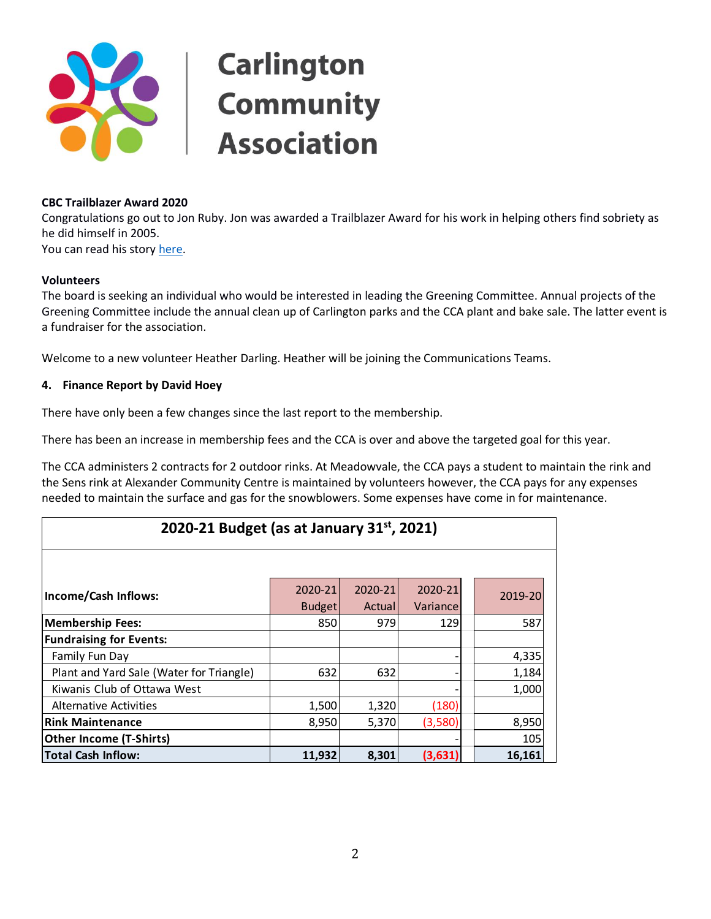# Carlington Community Association

**CBC Trailblazer Award 2020**

Congratulations go out to Jon Ruby. Jon was awarded a Trailblazer Award for his work in helping others find sobriety as he did himself in 2005.

You can read his story here.

**Volunteers**

The board is seeking an individual who would be interested in leading the Greening Committee. Annual projects of the Greening Committee include the annual clean up of Carlington parks and the CCA plant and bake sale. The latter event is a fundraiser for the association.

Welcome to a new volunteer Heather Darling. Heather will be joining the Communications Teams.

## 4. Finance Report by David Hoey

There have only been a few changes since the last report to the membership.

There has been an increase in membership fees and the CCA is over and above the targeted goal for this year.

The CCA administers 2 contracts for 2 outdoor rinks. At Meadowvale, the CCA pays a student to maintain the rink and the Sens rink at Alexander Community Centre is maintained by volunteers however, the CCA pays for any expenses needed to maintain the surface and gas for the snowblowers. Some expenses have come in for maintenance.

**2020-21 Budget (as at January 31st, 2021)**

| Income/Cash Inflows: | 2020-21 Budget | 2020-21 Actual | 2020-21 Variance | 2019-20 |
|---|---|---|---|---|
| **Membership Fees:** | 850 | 979 | 129 | 587 |
| **Fundraising for Events:** | | | | |
| Family Fun Day | | | - | 4,335 |
| Plant and Yard Sale (Water for Triangle) | 632 | 632 | - | 1,184 |
| Kiwanis Club of Ottawa West | | | - | 1,000 |
| Alternative Activities | 1,500 | 1,320 | (180) | |
| **Rink Maintenance** | 8,950 | 5,370 | (3,580) | 8,950 |
| **Other Income (T-Shirts)** | | | - | 105 |
| **Total Cash Inflow:** | **11,932** | **8,301** | **(3,631)** | **16,161** |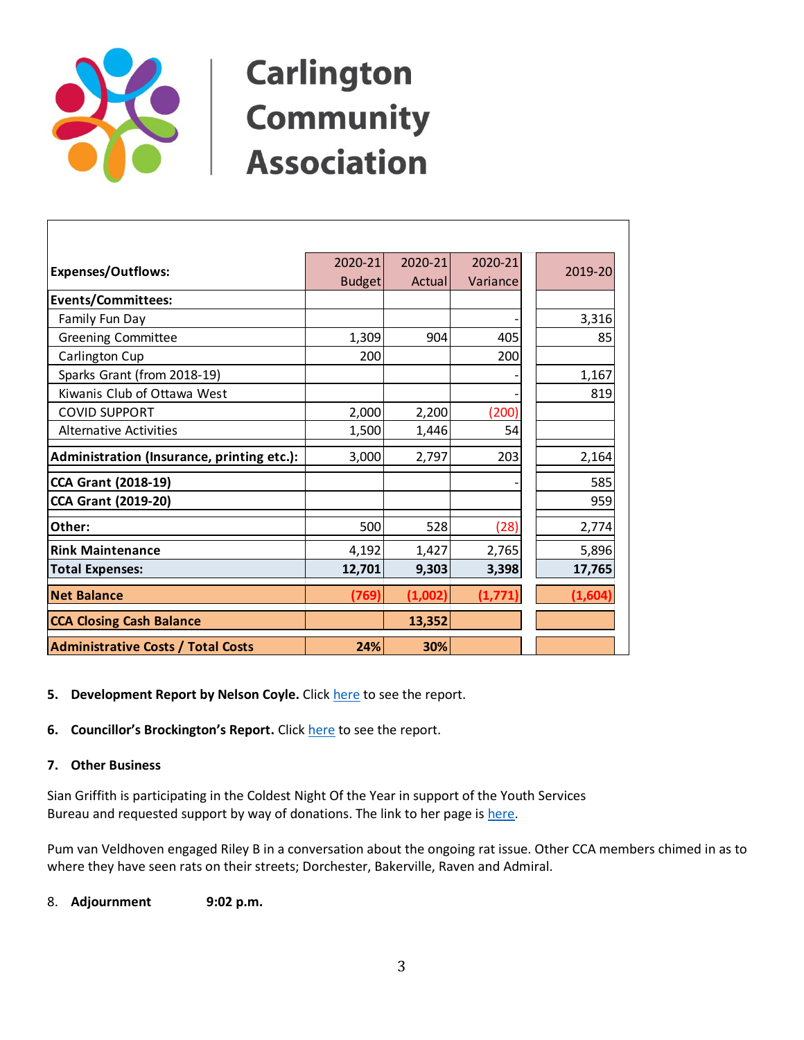# Carlington Community Association

| Expenses/Outflows: | 2020-21 Budget | 2020-21 Actual | 2020-21 Variance | 2019-20 |
|---|---|---|---|---|
| **Events/Committees:** | | | | |
| Family Fun Day | | | - | 3,316 |
| Greening Committee | 1,309 | 904 | 405 | 85 |
| Carlington Cup | 200 | | 200 | |
| Sparks Grant (from 2018-19) | | | - | 1,167 |
| Kiwanis Club of Ottawa West | | | - | 819 |
| COVID SUPPORT | 2,000 | 2,200 | (200) | |
| Alternative Activities | 1,500 | 1,446 | 54 | |
| **Administration (Insurance, printing etc.):** | 3,000 | 2,797 | 203 | 2,164 |
| **CCA Grant (2018-19)** | | | - | 585 |
| **CCA Grant (2019-20)** | | | | 959 |
| **Other:** | 500 | 528 | (28) | 2,774 |
| **Rink Maintenance** | 4,192 | 1,427 | 2,765 | 5,896 |
| **Total Expenses:** | **12,701** | **9,303** | **3,398** | **17,765** |
| **Net Balance** | **(769)** | **(1,002)** | **(1,771)** | **(1,604)** |
| **CCA Closing Cash Balance** | | **13,352** | | |
| **Administrative Costs / Total Costs** | **24%** | **30%** | | |

5. **Development Report by Nelson Coyle.** Click here to see the report.

6. **Councillor's Brockington's Report.** Click here to see the report.

7. **Other Business**

Sian Griffith is participating in the Coldest Night Of the Year in support of the Youth Services Bureau and requested support by way of donations. The link to her page is here.

Pum van Veldhoven engaged Riley B in a conversation about the ongoing rat issue. Other CCA members chimed in as to where they have seen rats on their streets; Dorchester, Bakerville, Raven and Admiral.

8. **Adjournment** **9:02 p.m.**